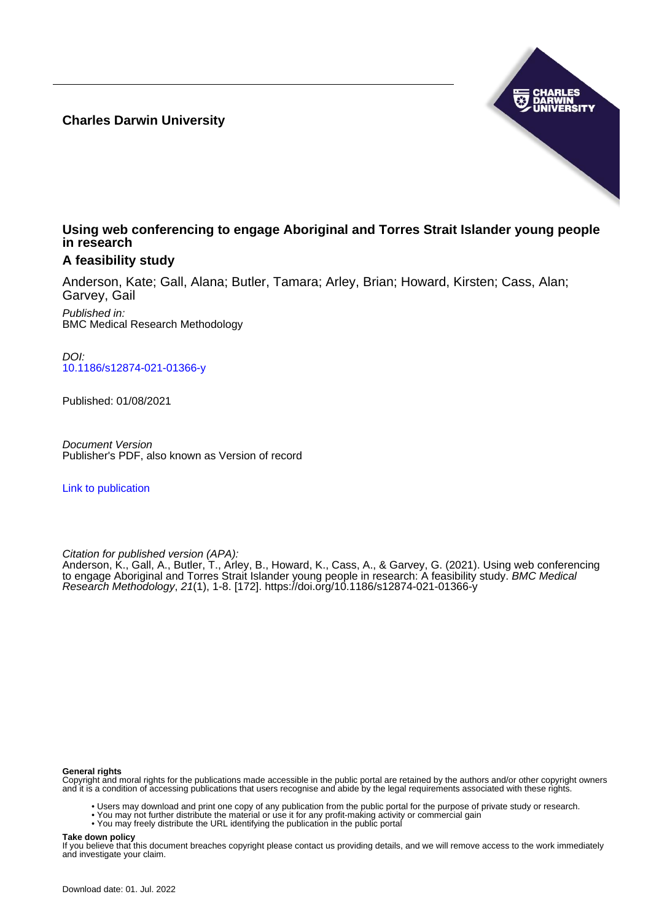**Charles Darwin University**

# Using web conferencing to engage Aboriginal and Torres Strait Islander young people in research

## A feasibility study

Anderson, Kate; Gall, Alana; Butler, Tamara; Arley, Brian; Howard, Kirsten; Cass, Alan; Garvey, Gail

*Published in:*
BMC Medical Research Methodology

*DOI:*
10.1186/s12874-021-01366-y

Published: 01/08/2021

*Document Version*
Publisher's PDF, also known as Version of record

Link to publication

*Citation for published version (APA):*
Anderson, K., Gall, A., Butler, T., Arley, B., Howard, K., Cass, A., & Garvey, G. (2021). Using web conferencing to engage Aboriginal and Torres Strait Islander young people in research: A feasibility study. *BMC Medical Research Methodology*, *21*(1), 1-8. [172]. https://doi.org/10.1186/s12874-021-01366-y

**General rights**
Copyright and moral rights for the publications made accessible in the public portal are retained by the authors and/or other copyright owners and it is a condition of accessing publications that users recognise and abide by the legal requirements associated with these rights.

- Users may download and print one copy of any publication from the public portal for the purpose of private study or research.
- You may not further distribute the material or use it for any profit-making activity or commercial gain
- You may freely distribute the URL identifying the publication in the public portal

**Take down policy**
If you believe that this document breaches copyright please contact us providing details, and we will remove access to the work immediately and investigate your claim.

Download date: 01. Jul. 2022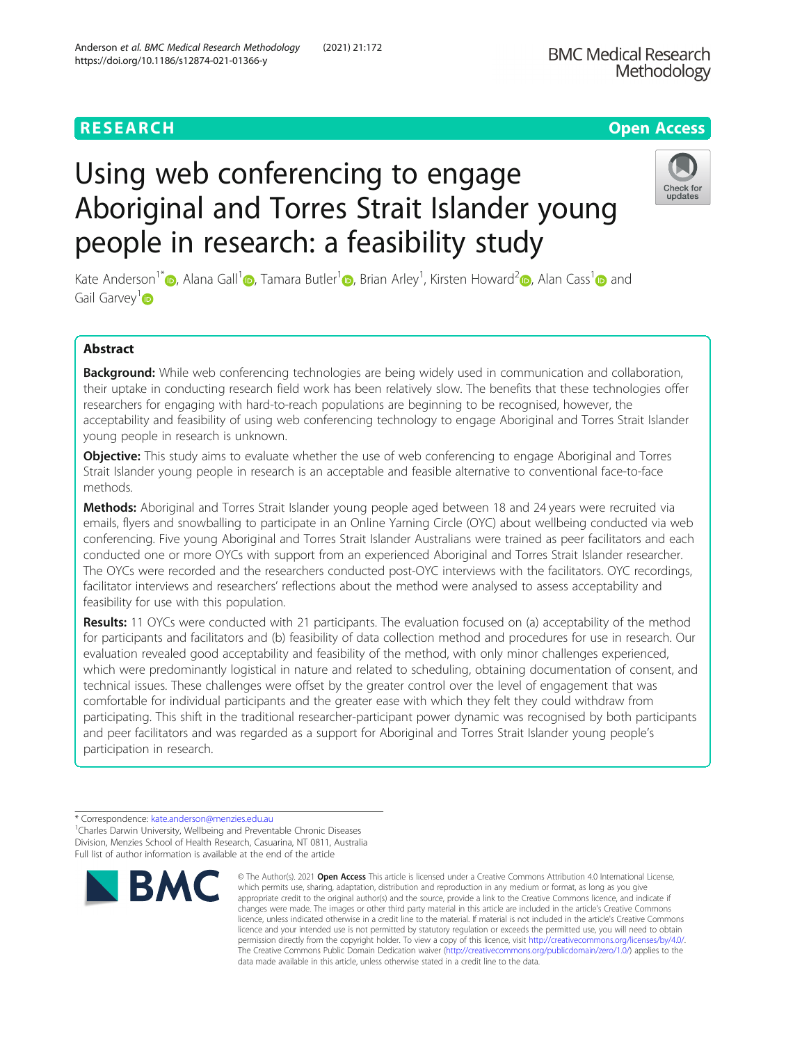# RESEARCH

# Using web conferencing to engage Aboriginal and Torres Strait Islander young people in research: a feasibility study

Kate Anderson[1*], Alana Gall[1], Tamara Butler[1], Brian Arley[1], Kirsten Howard[2], Alan Cass[1] and Gail Garvey[1]

## Abstract

**Background:** While web conferencing technologies are being widely used in communication and collaboration, their uptake in conducting research field work has been relatively slow. The benefits that these technologies offer researchers for engaging with hard-to-reach populations are beginning to be recognised, however, the acceptability and feasibility of using web conferencing technology to engage Aboriginal and Torres Strait Islander young people in research is unknown.

**Objective:** This study aims to evaluate whether the use of web conferencing to engage Aboriginal and Torres Strait Islander young people in research is an acceptable and feasible alternative to conventional face-to-face methods.

**Methods:** Aboriginal and Torres Strait Islander young people aged between 18 and 24 years were recruited via emails, flyers and snowballing to participate in an Online Yarning Circle (OYC) about wellbeing conducted via web conferencing. Five young Aboriginal and Torres Strait Islander Australians were trained as peer facilitators and each conducted one or more OYCs with support from an experienced Aboriginal and Torres Strait Islander researcher. The OYCs were recorded and the researchers conducted post-OYC interviews with the facilitators. OYC recordings, facilitator interviews and researchers' reflections about the method were analysed to assess acceptability and feasibility for use with this population.

**Results:** 11 OYCs were conducted with 21 participants. The evaluation focused on (a) acceptability of the method for participants and facilitators and (b) feasibility of data collection method and procedures for use in research. Our evaluation revealed good acceptability and feasibility of the method, with only minor challenges experienced, which were predominantly logistical in nature and related to scheduling, obtaining documentation of consent, and technical issues. These challenges were offset by the greater control over the level of engagement that was comfortable for individual participants and the greater ease with which they felt they could withdraw from participating. This shift in the traditional researcher-participant power dynamic was recognised by both participants and peer facilitators and was regarded as a support for Aboriginal and Torres Strait Islander young people's participation in research.

---

\* Correspondence: kate.anderson@menzies.edu.au

[1]Charles Darwin University, Wellbeing and Preventable Chronic Diseases Division, Menzies School of Health Research, Casuarina, NT 0811, Australia

Full list of author information is available at the end of the article

© The Author(s). 2021 **Open Access** This article is licensed under a Creative Commons Attribution 4.0 International License, which permits use, sharing, adaptation, distribution and reproduction in any medium or format, as long as you give appropriate credit to the original author(s) and the source, provide a link to the Creative Commons licence, and indicate if changes were made. The images or other third party material in this article are included in the article's Creative Commons licence, unless indicated otherwise in a credit line to the material. If material is not included in the article's Creative Commons licence and your intended use is not permitted by statutory regulation or exceeds the permitted use, you will need to obtain permission directly from the copyright holder. To view a copy of this licence, visit http://creativecommons.org/licenses/by/4.0/. The Creative Commons Public Domain Dedication waiver (http://creativecommons.org/publicdomain/zero/1.0/) applies to the data made available in this article, unless otherwise stated in a credit line to the data.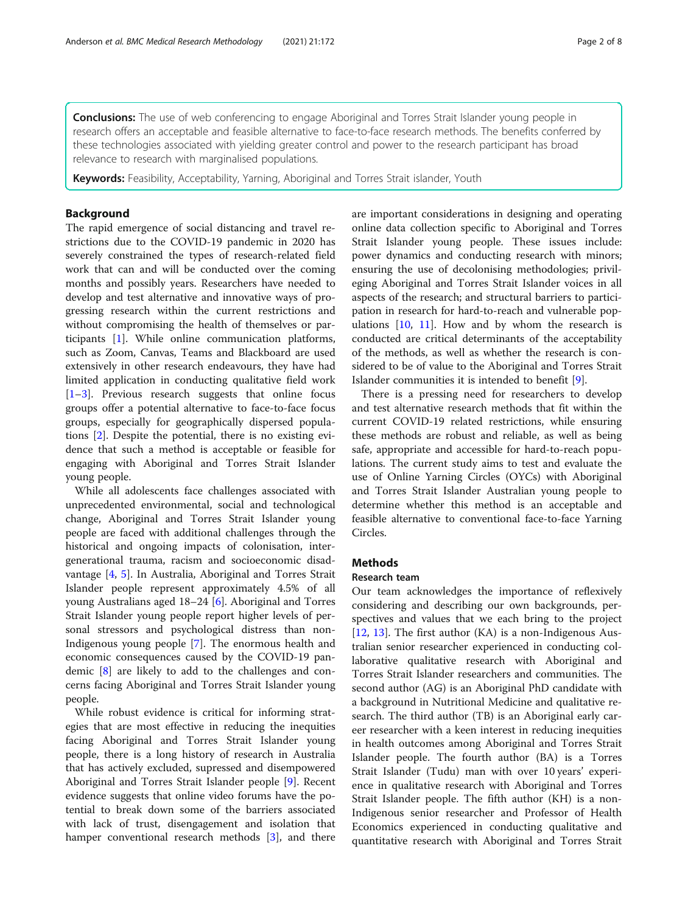**Conclusions:** The use of web conferencing to engage Aboriginal and Torres Strait Islander young people in research offers an acceptable and feasible alternative to face-to-face research methods. The benefits conferred by these technologies associated with yielding greater control and power to the research participant has broad relevance to research with marginalised populations.

**Keywords:** Feasibility, Acceptability, Yarning, Aboriginal and Torres Strait islander, Youth

## Background

The rapid emergence of social distancing and travel restrictions due to the COVID-19 pandemic in 2020 has severely constrained the types of research-related field work that can and will be conducted over the coming months and possibly years. Researchers have needed to develop and test alternative and innovative ways of progressing research within the current restrictions and without compromising the health of themselves or participants [1]. While online communication platforms, such as Zoom, Canvas, Teams and Blackboard are used extensively in other research endeavours, they have had limited application in conducting qualitative field work [1–3]. Previous research suggests that online focus groups offer a potential alternative to face-to-face focus groups, especially for geographically dispersed populations [2]. Despite the potential, there is no existing evidence that such a method is acceptable or feasible for engaging with Aboriginal and Torres Strait Islander young people.

While all adolescents face challenges associated with unprecedented environmental, social and technological change, Aboriginal and Torres Strait Islander young people are faced with additional challenges through the historical and ongoing impacts of colonisation, intergenerational trauma, racism and socioeconomic disadvantage [4, 5]. In Australia, Aboriginal and Torres Strait Islander people represent approximately 4.5% of all young Australians aged 18–24 [6]. Aboriginal and Torres Strait Islander young people report higher levels of personal stressors and psychological distress than non-Indigenous young people [7]. The enormous health and economic consequences caused by the COVID-19 pandemic [8] are likely to add to the challenges and concerns facing Aboriginal and Torres Strait Islander young people.

While robust evidence is critical for informing strategies that are most effective in reducing the inequities facing Aboriginal and Torres Strait Islander young people, there is a long history of research in Australia that has actively excluded, supressed and disempowered Aboriginal and Torres Strait Islander people [9]. Recent evidence suggests that online video forums have the potential to break down some of the barriers associated with lack of trust, disengagement and isolation that hamper conventional research methods [3], and there are important considerations in designing and operating online data collection specific to Aboriginal and Torres Strait Islander young people. These issues include: power dynamics and conducting research with minors; ensuring the use of decolonising methodologies; privileging Aboriginal and Torres Strait Islander voices in all aspects of the research; and structural barriers to participation in research for hard-to-reach and vulnerable populations [10, 11]. How and by whom the research is conducted are critical determinants of the acceptability of the methods, as well as whether the research is considered to be of value to the Aboriginal and Torres Strait Islander communities it is intended to benefit [9].

There is a pressing need for researchers to develop and test alternative research methods that fit within the current COVID-19 related restrictions, while ensuring these methods are robust and reliable, as well as being safe, appropriate and accessible for hard-to-reach populations. The current study aims to test and evaluate the use of Online Yarning Circles (OYCs) with Aboriginal and Torres Strait Islander Australian young people to determine whether this method is an acceptable and feasible alternative to conventional face-to-face Yarning Circles.

## Methods

### Research team

Our team acknowledges the importance of reflexively considering and describing our own backgrounds, perspectives and values that we each bring to the project [12, 13]. The first author (KA) is a non-Indigenous Australian senior researcher experienced in conducting collaborative qualitative research with Aboriginal and Torres Strait Islander researchers and communities. The second author (AG) is an Aboriginal PhD candidate with a background in Nutritional Medicine and qualitative research. The third author (TB) is an Aboriginal early career researcher with a keen interest in reducing inequities in health outcomes among Aboriginal and Torres Strait Islander people. The fourth author (BA) is a Torres Strait Islander (Tudu) man with over 10 years' experience in qualitative research with Aboriginal and Torres Strait Islander people. The fifth author (KH) is a non-Indigenous senior researcher and Professor of Health Economics experienced in conducting qualitative and quantitative research with Aboriginal and Torres Strait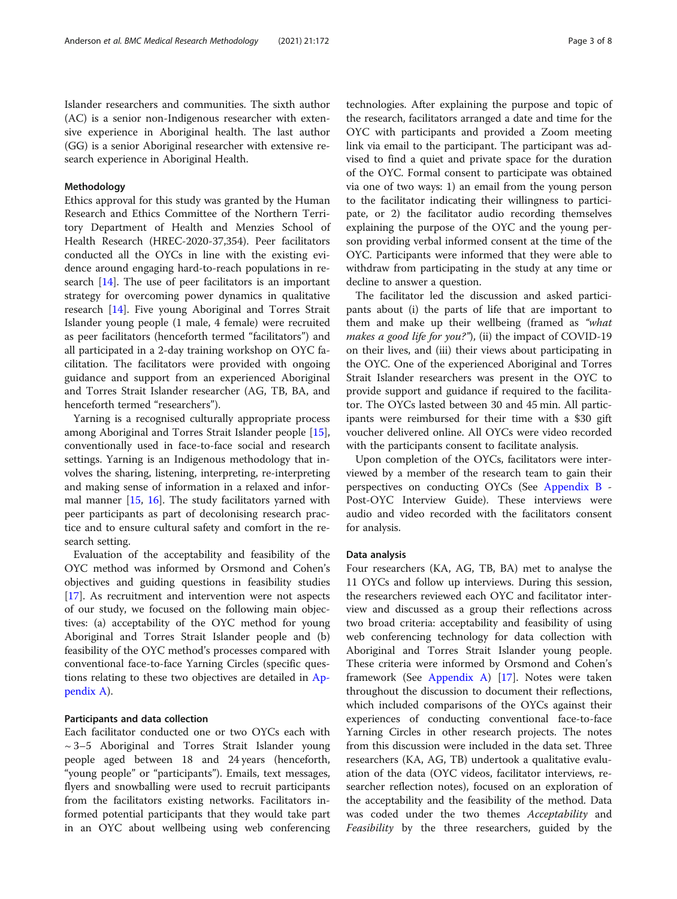Islander researchers and communities. The sixth author (AC) is a senior non-Indigenous researcher with extensive experience in Aboriginal health. The last author (GG) is a senior Aboriginal researcher with extensive research experience in Aboriginal Health.

## Methodology

Ethics approval for this study was granted by the Human Research and Ethics Committee of the Northern Territory Department of Health and Menzies School of Health Research (HREC-2020-37,354). Peer facilitators conducted all the OYCs in line with the existing evidence around engaging hard-to-reach populations in research [14]. The use of peer facilitators is an important strategy for overcoming power dynamics in qualitative research [14]. Five young Aboriginal and Torres Strait Islander young people (1 male, 4 female) were recruited as peer facilitators (henceforth termed "facilitators") and all participated in a 2-day training workshop on OYC facilitation. The facilitators were provided with ongoing guidance and support from an experienced Aboriginal and Torres Strait Islander researcher (AG, TB, BA, and henceforth termed "researchers").

Yarning is a recognised culturally appropriate process among Aboriginal and Torres Strait Islander people [15], conventionally used in face-to-face social and research settings. Yarning is an Indigenous methodology that involves the sharing, listening, interpreting, re-interpreting and making sense of information in a relaxed and informal manner [15, 16]. The study facilitators yarned with peer participants as part of decolonising research practice and to ensure cultural safety and comfort in the research setting.

Evaluation of the acceptability and feasibility of the OYC method was informed by Orsmond and Cohen's objectives and guiding questions in feasibility studies [17]. As recruitment and intervention were not aspects of our study, we focused on the following main objectives: (a) acceptability of the OYC method for young Aboriginal and Torres Strait Islander people and (b) feasibility of the OYC method's processes compared with conventional face-to-face Yarning Circles (specific questions relating to these two objectives are detailed in Appendix A).

### Participants and data collection

Each facilitator conducted one or two OYCs each with ~ 3–5 Aboriginal and Torres Strait Islander young people aged between 18 and 24 years (henceforth, "young people" or "participants"). Emails, text messages, flyers and snowballing were used to recruit participants from the facilitators existing networks. Facilitators informed potential participants that they would take part in an OYC about wellbeing using web conferencing technologies. After explaining the purpose and topic of the research, facilitators arranged a date and time for the OYC with participants and provided a Zoom meeting link via email to the participant. The participant was advised to find a quiet and private space for the duration of the OYC. Formal consent to participate was obtained via one of two ways: 1) an email from the young person to the facilitator indicating their willingness to participate, or 2) the facilitator audio recording themselves explaining the purpose of the OYC and the young person providing verbal informed consent at the time of the OYC. Participants were informed that they were able to withdraw from participating in the study at any time or decline to answer a question.

The facilitator led the discussion and asked participants about (i) the parts of life that are important to them and make up their wellbeing (framed as *"what makes a good life for you?"*), (ii) the impact of COVID-19 on their lives, and (iii) their views about participating in the OYC. One of the experienced Aboriginal and Torres Strait Islander researchers was present in the OYC to provide support and guidance if required to the facilitator. The OYCs lasted between 30 and 45 min. All participants were reimbursed for their time with a $30 gift voucher delivered online. All OYCs were video recorded with the participants consent to facilitate analysis.

Upon completion of the OYCs, facilitators were interviewed by a member of the research team to gain their perspectives on conducting OYCs (See Appendix B - Post-OYC Interview Guide). These interviews were audio and video recorded with the facilitators consent for analysis.

### Data analysis

Four researchers (KA, AG, TB, BA) met to analyse the 11 OYCs and follow up interviews. During this session, the researchers reviewed each OYC and facilitator interview and discussed as a group their reflections across two broad criteria: acceptability and feasibility of using web conferencing technology for data collection with Aboriginal and Torres Strait Islander young people. These criteria were informed by Orsmond and Cohen's framework (See Appendix A) [17]. Notes were taken throughout the discussion to document their reflections, which included comparisons of the OYCs against their experiences of conducting conventional face-to-face Yarning Circles in other research projects. The notes from this discussion were included in the data set. Three researchers (KA, AG, TB) undertook a qualitative evaluation of the data (OYC videos, facilitator interviews, researcher reflection notes), focused on an exploration of the acceptability and the feasibility of the method. Data was coded under the two themes *Acceptability* and *Feasibility* by the three researchers, guided by the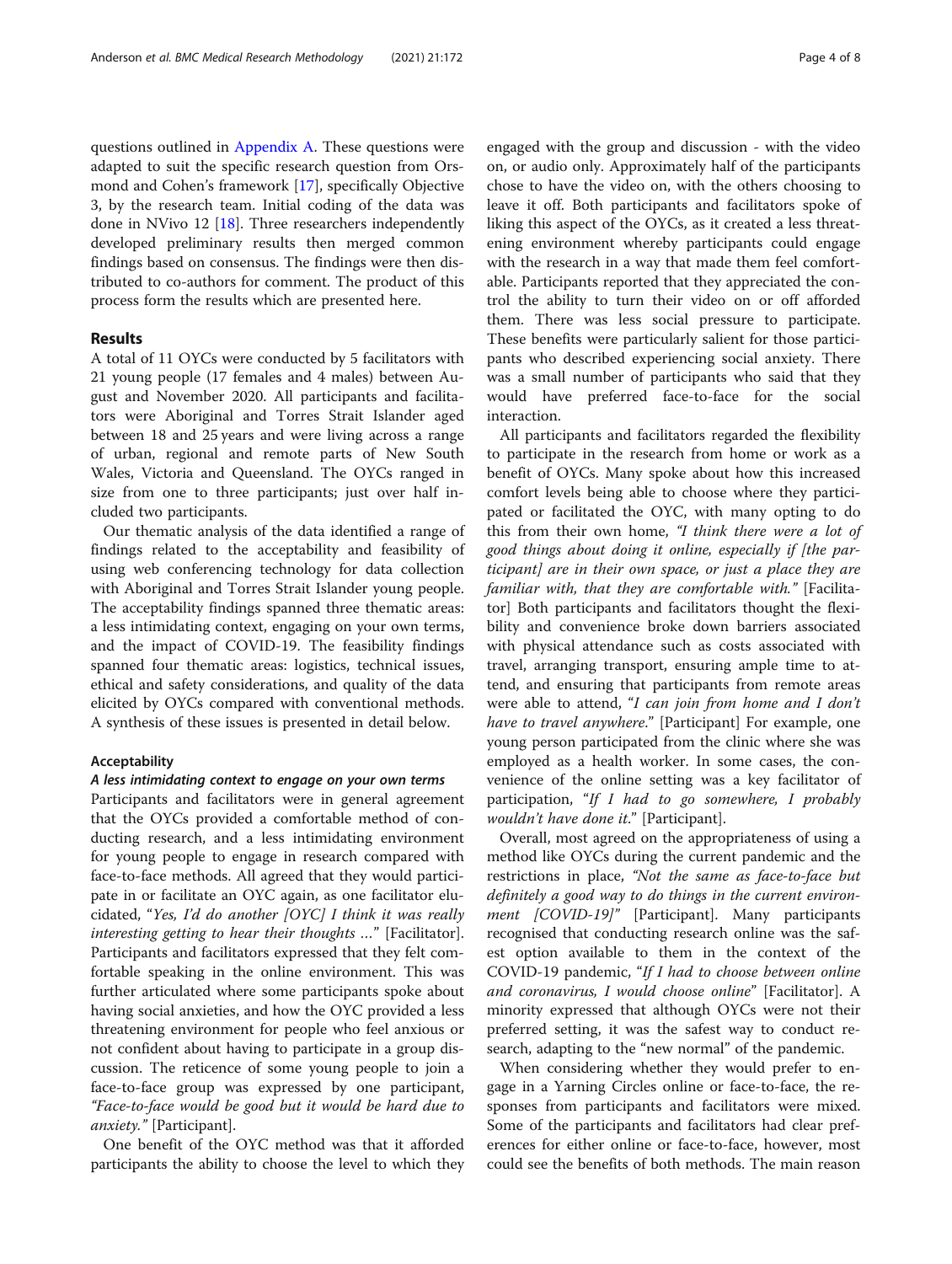questions outlined in Appendix A. These questions were adapted to suit the specific research question from Orsmond and Cohen's framework [17], specifically Objective 3, by the research team. Initial coding of the data was done in NVivo 12 [18]. Three researchers independently developed preliminary results then merged common findings based on consensus. The findings were then distributed to co-authors for comment. The product of this process form the results which are presented here.

## Results

A total of 11 OYCs were conducted by 5 facilitators with 21 young people (17 females and 4 males) between August and November 2020. All participants and facilitators were Aboriginal and Torres Strait Islander aged between 18 and 25 years and were living across a range of urban, regional and remote parts of New South Wales, Victoria and Queensland. The OYCs ranged in size from one to three participants; just over half included two participants.

Our thematic analysis of the data identified a range of findings related to the acceptability and feasibility of using web conferencing technology for data collection with Aboriginal and Torres Strait Islander young people. The acceptability findings spanned three thematic areas: a less intimidating context, engaging on your own terms, and the impact of COVID-19. The feasibility findings spanned four thematic areas: logistics, technical issues, ethical and safety considerations, and quality of the data elicited by OYCs compared with conventional methods. A synthesis of these issues is presented in detail below.

### Acceptability

#### *A less intimidating context to engage on your own terms*

Participants and facilitators were in general agreement that the OYCs provided a comfortable method of conducting research, and a less intimidating environment for young people to engage in research compared with face-to-face methods. All agreed that they would participate in or facilitate an OYC again, as one facilitator elucidated, *"Yes, I'd do another [OYC] I think it was really interesting getting to hear their thoughts …"* [Facilitator]. Participants and facilitators expressed that they felt comfortable speaking in the online environment. This was further articulated where some participants spoke about having social anxieties, and how the OYC provided a less threatening environment for people who feel anxious or not confident about having to participate in a group discussion. The reticence of some young people to join a face-to-face group was expressed by one participant, *"Face-to-face would be good but it would be hard due to anxiety."* [Participant].

One benefit of the OYC method was that it afforded participants the ability to choose the level to which they engaged with the group and discussion - with the video on, or audio only. Approximately half of the participants chose to have the video on, with the others choosing to leave it off. Both participants and facilitators spoke of liking this aspect of the OYCs, as it created a less threatening environment whereby participants could engage with the research in a way that made them feel comfortable. Participants reported that they appreciated the control the ability to turn their video on or off afforded them. There was less social pressure to participate. These benefits were particularly salient for those participants who described experiencing social anxiety. There was a small number of participants who said that they would have preferred face-to-face for the social interaction.

All participants and facilitators regarded the flexibility to participate in the research from home or work as a benefit of OYCs. Many spoke about how this increased comfort levels being able to choose where they participated or facilitated the OYC, with many opting to do this from their own home, *"I think there were a lot of good things about doing it online, especially if [the participant] are in their own space, or just a place they are familiar with, that they are comfortable with."* [Facilitator] Both participants and facilitators thought the flexibility and convenience broke down barriers associated with physical attendance such as costs associated with travel, arranging transport, ensuring ample time to attend, and ensuring that participants from remote areas were able to attend, *"I can join from home and I don't have to travel anywhere."* [Participant] For example, one young person participated from the clinic where she was employed as a health worker. In some cases, the convenience of the online setting was a key facilitator of participation, *"If I had to go somewhere, I probably wouldn't have done it."* [Participant].

Overall, most agreed on the appropriateness of using a method like OYCs during the current pandemic and the restrictions in place, *"Not the same as face-to-face but definitely a good way to do things in the current environment [COVID-19]"* [Participant]. Many participants recognised that conducting research online was the safest option available to them in the context of the COVID-19 pandemic, *"If I had to choose between online and coronavirus, I would choose online"* [Facilitator]. A minority expressed that although OYCs were not their preferred setting, it was the safest way to conduct research, adapting to the "new normal" of the pandemic.

When considering whether they would prefer to engage in a Yarning Circles online or face-to-face, the responses from participants and facilitators were mixed. Some of the participants and facilitators had clear preferences for either online or face-to-face, however, most could see the benefits of both methods. The main reason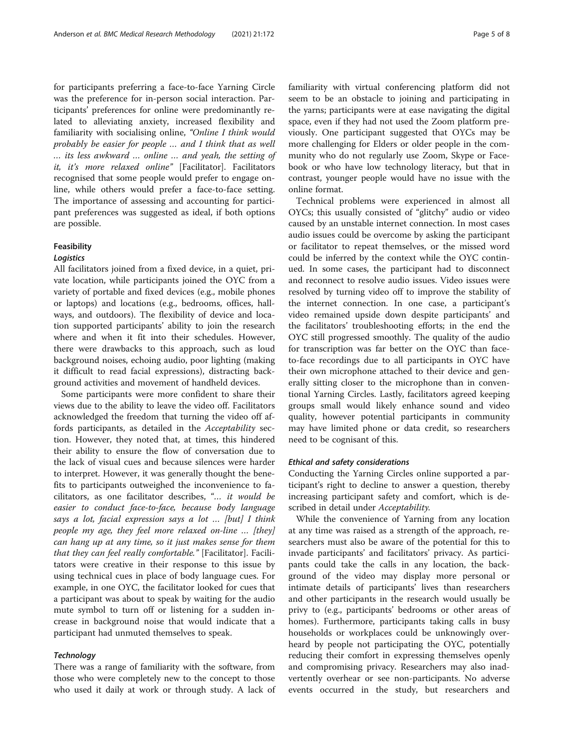for participants preferring a face-to-face Yarning Circle was the preference for in-person social interaction. Participants' preferences for online were predominantly related to alleviating anxiety, increased flexibility and familiarity with socialising online, *"Online I think would probably be easier for people … and I think that as well … its less awkward … online … and yeah, the setting of it, it's more relaxed online"* [Facilitator]. Facilitators recognised that some people would prefer to engage online, while others would prefer a face-to-face setting. The importance of assessing and accounting for participant preferences was suggested as ideal, if both options are possible.

### Feasibility

#### *Logistics*

All facilitators joined from a fixed device, in a quiet, private location, while participants joined the OYC from a variety of portable and fixed devices (e.g., mobile phones or laptops) and locations (e.g., bedrooms, offices, hallways, and outdoors). The flexibility of device and location supported participants' ability to join the research where and when it fit into their schedules. However, there were drawbacks to this approach, such as loud background noises, echoing audio, poor lighting (making it difficult to read facial expressions), distracting background activities and movement of handheld devices.

Some participants were more confident to share their views due to the ability to leave the video off. Facilitators acknowledged the freedom that turning the video off affords participants, as detailed in the *Acceptability* section. However, they noted that, at times, this hindered their ability to ensure the flow of conversation due to the lack of visual cues and because silences were harder to interpret. However, it was generally thought the benefits to participants outweighed the inconvenience to facilitators, as one facilitator describes, *"… it would be easier to conduct face-to-face, because body language says a lot, facial expression says a lot … [but] I think people my age, they feel more relaxed on-line … [they] can hang up at any time, so it just makes sense for them that they can feel really comfortable."* [Facilitator]. Facilitators were creative in their response to this issue by using technical cues in place of body language cues. For example, in one OYC, the facilitator looked for cues that a participant was about to speak by waiting for the audio mute symbol to turn off or listening for a sudden increase in background noise that would indicate that a participant had unmuted themselves to speak.

#### *Technology*

There was a range of familiarity with the software, from those who were completely new to the concept to those who used it daily at work or through study. A lack of familiarity with virtual conferencing platform did not seem to be an obstacle to joining and participating in the yarns; participants were at ease navigating the digital space, even if they had not used the Zoom platform previously. One participant suggested that OYCs may be more challenging for Elders or older people in the community who do not regularly use Zoom, Skype or Facebook or who have low technology literacy, but that in contrast, younger people would have no issue with the online format.

Technical problems were experienced in almost all OYCs; this usually consisted of "glitchy" audio or video caused by an unstable internet connection. In most cases audio issues could be overcome by asking the participant or facilitator to repeat themselves, or the missed word could be inferred by the context while the OYC continued. In some cases, the participant had to disconnect and reconnect to resolve audio issues. Video issues were resolved by turning video off to improve the stability of the internet connection. In one case, a participant's video remained upside down despite participants' and the facilitators' troubleshooting efforts; in the end the OYC still progressed smoothly. The quality of the audio for transcription was far better on the OYC than face-to-face recordings due to all participants in OYC have their own microphone attached to their device and generally sitting closer to the microphone than in conventional Yarning Circles. Lastly, facilitators agreed keeping groups small would likely enhance sound and video quality, however potential participants in community may have limited phone or data credit, so researchers need to be cognisant of this.

#### *Ethical and safety considerations*

Conducting the Yarning Circles online supported a participant's right to decline to answer a question, thereby increasing participant safety and comfort, which is described in detail under *Acceptability*.

While the convenience of Yarning from any location at any time was raised as a strength of the approach, researchers must also be aware of the potential for this to invade participants' and facilitators' privacy. As participants could take the calls in any location, the background of the video may display more personal or intimate details of participants' lives than researchers and other participants in the research would usually be privy to (e.g., participants' bedrooms or other areas of homes). Furthermore, participants taking calls in busy households or workplaces could be unknowingly overheard by people not participating the OYC, potentially reducing their comfort in expressing themselves openly and compromising privacy. Researchers may also inadvertently overhear or see non-participants. No adverse events occurred in the study, but researchers and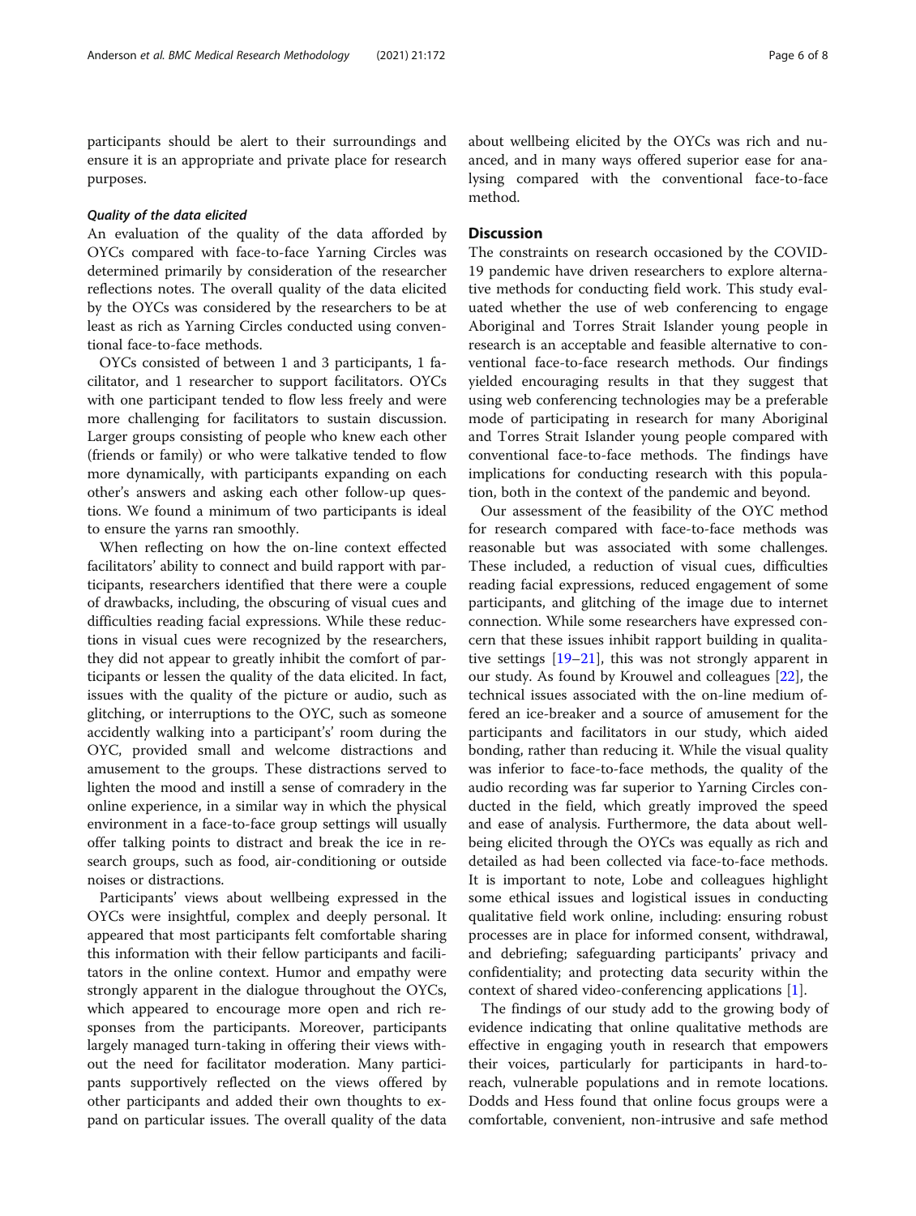participants should be alert to their surroundings and ensure it is an appropriate and private place for research purposes.

#### *Quality of the data elicited*

An evaluation of the quality of the data afforded by OYCs compared with face-to-face Yarning Circles was determined primarily by consideration of the researcher reflections notes. The overall quality of the data elicited by the OYCs was considered by the researchers to be at least as rich as Yarning Circles conducted using conventional face-to-face methods.

OYCs consisted of between 1 and 3 participants, 1 facilitator, and 1 researcher to support facilitators. OYCs with one participant tended to flow less freely and were more challenging for facilitators to sustain discussion. Larger groups consisting of people who knew each other (friends or family) or who were talkative tended to flow more dynamically, with participants expanding on each other's answers and asking each other follow-up questions. We found a minimum of two participants is ideal to ensure the yarns ran smoothly.

When reflecting on how the on-line context effected facilitators' ability to connect and build rapport with participants, researchers identified that there were a couple of drawbacks, including, the obscuring of visual cues and difficulties reading facial expressions. While these reductions in visual cues were recognized by the researchers, they did not appear to greatly inhibit the comfort of participants or lessen the quality of the data elicited. In fact, issues with the quality of the picture or audio, such as glitching, or interruptions to the OYC, such as someone accidently walking into a participant's' room during the OYC, provided small and welcome distractions and amusement to the groups. These distractions served to lighten the mood and instill a sense of comradery in the online experience, in a similar way in which the physical environment in a face-to-face group settings will usually offer talking points to distract and break the ice in research groups, such as food, air-conditioning or outside noises or distractions.

Participants' views about wellbeing expressed in the OYCs were insightful, complex and deeply personal. It appeared that most participants felt comfortable sharing this information with their fellow participants and facilitators in the online context. Humor and empathy were strongly apparent in the dialogue throughout the OYCs, which appeared to encourage more open and rich responses from the participants. Moreover, participants largely managed turn-taking in offering their views without the need for facilitator moderation. Many participants supportively reflected on the views offered by other participants and added their own thoughts to expand on particular issues. The overall quality of the data about wellbeing elicited by the OYCs was rich and nuanced, and in many ways offered superior ease for analysing compared with the conventional face-to-face method.

## Discussion

The constraints on research occasioned by the COVID-19 pandemic have driven researchers to explore alternative methods for conducting field work. This study evaluated whether the use of web conferencing to engage Aboriginal and Torres Strait Islander young people in research is an acceptable and feasible alternative to conventional face-to-face research methods. Our findings yielded encouraging results in that they suggest that using web conferencing technologies may be a preferable mode of participating in research for many Aboriginal and Torres Strait Islander young people compared with conventional face-to-face methods. The findings have implications for conducting research with this population, both in the context of the pandemic and beyond.

Our assessment of the feasibility of the OYC method for research compared with face-to-face methods was reasonable but was associated with some challenges. These included, a reduction of visual cues, difficulties reading facial expressions, reduced engagement of some participants, and glitching of the image due to internet connection. While some researchers have expressed concern that these issues inhibit rapport building in qualitative settings [19–21], this was not strongly apparent in our study. As found by Krouwel and colleagues [22], the technical issues associated with the on-line medium offered an ice-breaker and a source of amusement for the participants and facilitators in our study, which aided bonding, rather than reducing it. While the visual quality was inferior to face-to-face methods, the quality of the audio recording was far superior to Yarning Circles conducted in the field, which greatly improved the speed and ease of analysis. Furthermore, the data about wellbeing elicited through the OYCs was equally as rich and detailed as had been collected via face-to-face methods. It is important to note, Lobe and colleagues highlight some ethical issues and logistical issues in conducting qualitative field work online, including: ensuring robust processes are in place for informed consent, withdrawal, and debriefing; safeguarding participants' privacy and confidentiality; and protecting data security within the context of shared video-conferencing applications [1].

The findings of our study add to the growing body of evidence indicating that online qualitative methods are effective in engaging youth in research that empowers their voices, particularly for participants in hard-to-reach, vulnerable populations and in remote locations. Dodds and Hess found that online focus groups were a comfortable, convenient, non-intrusive and safe method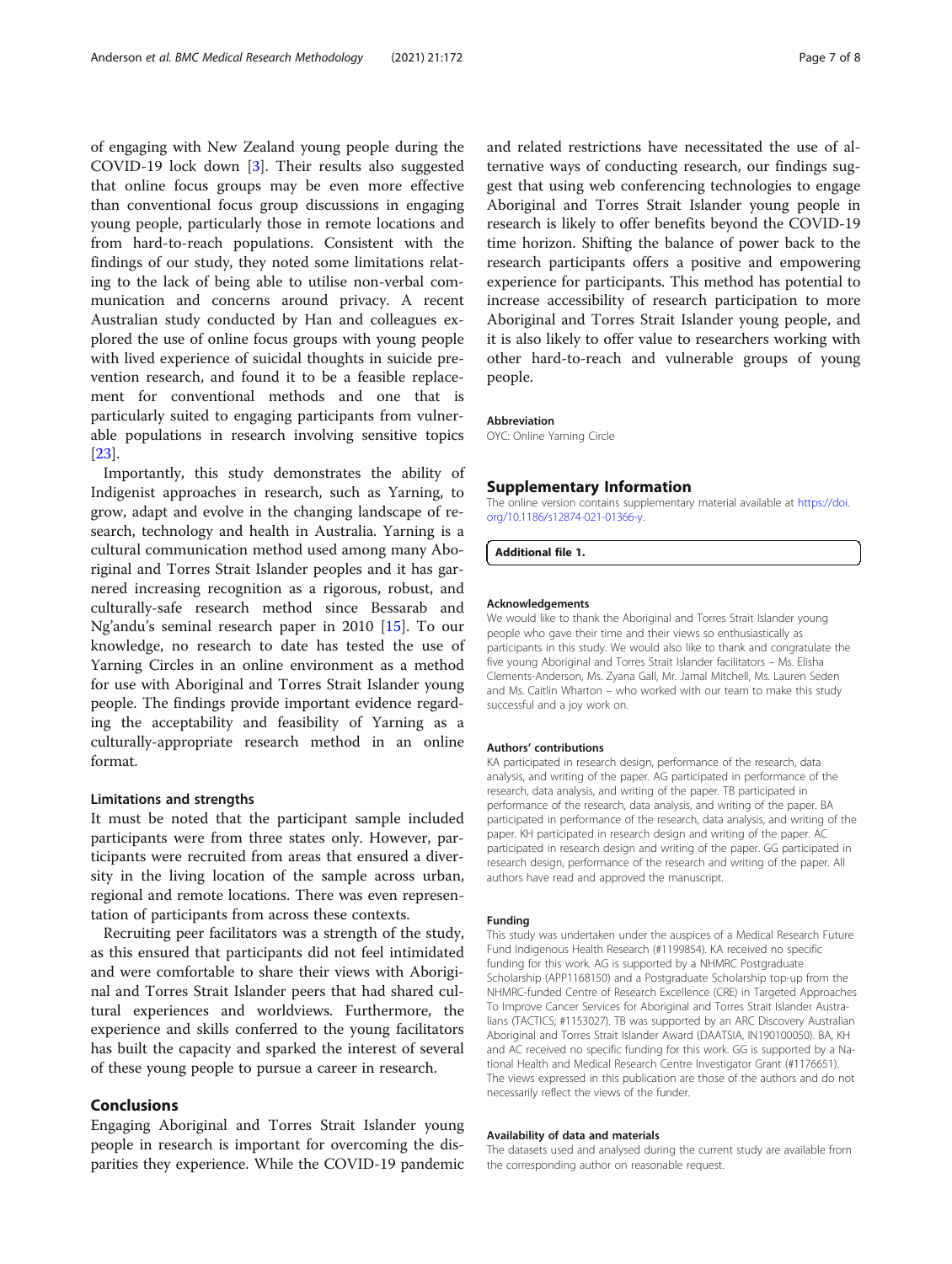of engaging with New Zealand young people during the COVID-19 lock down [3]. Their results also suggested that online focus groups may be even more effective than conventional focus group discussions in engaging young people, particularly those in remote locations and from hard-to-reach populations. Consistent with the findings of our study, they noted some limitations relating to the lack of being able to utilise non-verbal communication and concerns around privacy. A recent Australian study conducted by Han and colleagues explored the use of online focus groups with young people with lived experience of suicidal thoughts in suicide prevention research, and found it to be a feasible replacement for conventional methods and one that is particularly suited to engaging participants from vulnerable populations in research involving sensitive topics [23].

Importantly, this study demonstrates the ability of Indigenist approaches in research, such as Yarning, to grow, adapt and evolve in the changing landscape of research, technology and health in Australia. Yarning is a cultural communication method used among many Aboriginal and Torres Strait Islander peoples and it has garnered increasing recognition as a rigorous, robust, and culturally-safe research method since Bessarab and Ng'andu's seminal research paper in 2010 [15]. To our knowledge, no research to date has tested the use of Yarning Circles in an online environment as a method for use with Aboriginal and Torres Strait Islander young people. The findings provide important evidence regarding the acceptability and feasibility of Yarning as a culturally-appropriate research method in an online format.

### Limitations and strengths

It must be noted that the participant sample included participants were from three states only. However, participants were recruited from areas that ensured a diversity in the living location of the sample across urban, regional and remote locations. There was even representation of participants from across these contexts.

Recruiting peer facilitators was a strength of the study, as this ensured that participants did not feel intimidated and were comfortable to share their views with Aboriginal and Torres Strait Islander peers that had shared cultural experiences and worldviews. Furthermore, the experience and skills conferred to the young facilitators has built the capacity and sparked the interest of several of these young people to pursue a career in research.

## Conclusions

Engaging Aboriginal and Torres Strait Islander young people in research is important for overcoming the disparities they experience. While the COVID-19 pandemic and related restrictions have necessitated the use of alternative ways of conducting research, our findings suggest that using web conferencing technologies to engage Aboriginal and Torres Strait Islander young people in research is likely to offer benefits beyond the COVID-19 time horizon. Shifting the balance of power back to the research participants offers a positive and empowering experience for participants. This method has potential to increase accessibility of research participation to more Aboriginal and Torres Strait Islander young people, and it is also likely to offer value to researchers working with other hard-to-reach and vulnerable groups of young people.

#### Abbreviation

OYC: Online Yarning Circle

## Supplementary Information

The online version contains supplementary material available at https://doi.org/10.1186/s12874-021-01366-y.

**Additional file 1.**

#### Acknowledgements

We would like to thank the Aboriginal and Torres Strait Islander young people who gave their time and their views so enthusiastically as participants in this study. We would also like to thank and congratulate the five young Aboriginal and Torres Strait Islander facilitators – Ms. Elisha Clements-Anderson, Ms. Zyana Gall, Mr. Jamal Mitchell, Ms. Lauren Seden and Ms. Caitlin Wharton – who worked with our team to make this study successful and a joy work on.

#### Authors' contributions

KA participated in research design, performance of the research, data analysis, and writing of the paper. AG participated in performance of the research, data analysis, and writing of the paper. TB participated in performance of the research, data analysis, and writing of the paper. BA participated in performance of the research, data analysis, and writing of the paper. KH participated in research design and writing of the paper. AC participated in research design and writing of the paper. GG participated in research design, performance of the research and writing of the paper. All authors have read and approved the manuscript.

#### Funding

This study was undertaken under the auspices of a Medical Research Future Fund Indigenous Health Research (#1199854). KA received no specific funding for this work. AG is supported by a NHMRC Postgraduate Scholarship (APP1168150) and a Postgraduate Scholarship top-up from the NHMRC-funded Centre of Research Excellence (CRE) in Targeted Approaches To Improve Cancer Services for Aboriginal and Torres Strait Islander Australians (TACTICS; #1153027). TB was supported by an ARC Discovery Australian Aboriginal and Torres Strait Islander Award (DAATSIA, IN190100050). BA, KH and AC received no specific funding for this work. GG is supported by a National Health and Medical Research Centre Investigator Grant (#1176651). The views expressed in this publication are those of the authors and do not necessarily reflect the views of the funder.

#### Availability of data and materials

The datasets used and analysed during the current study are available from the corresponding author on reasonable request.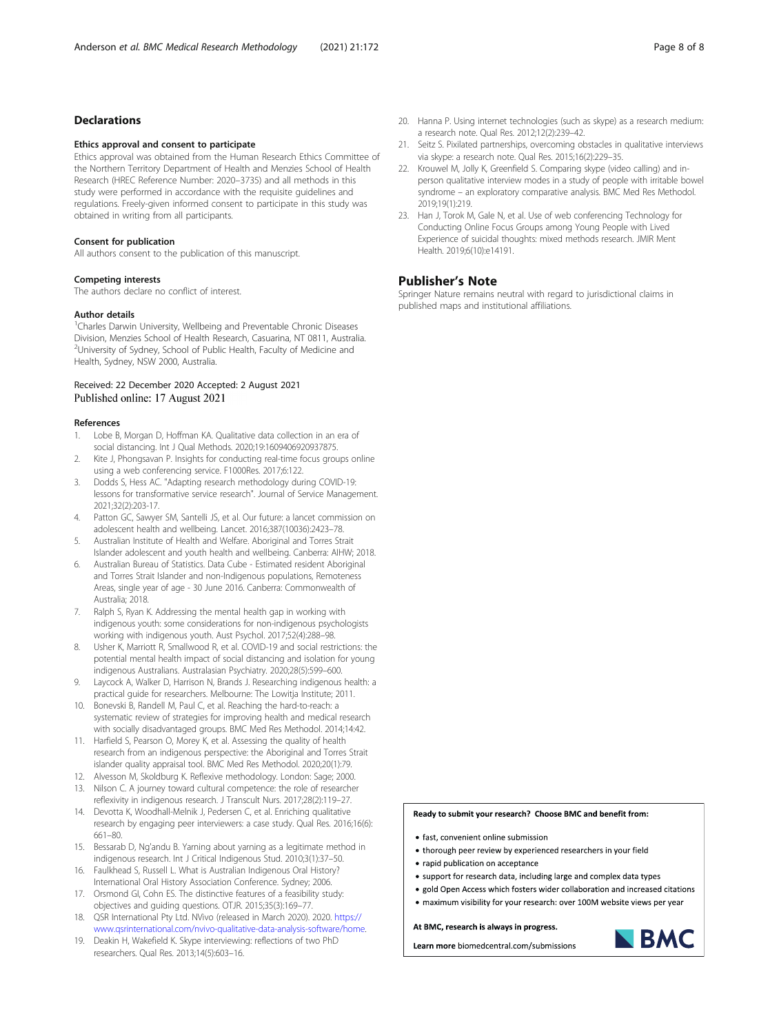## Declarations

### Ethics approval and consent to participate

Ethics approval was obtained from the Human Research Ethics Committee of the Northern Territory Department of Health and Menzies School of Health Research (HREC Reference Number: 2020–3735) and all methods in this study were performed in accordance with the requisite guidelines and regulations. Freely-given informed consent to participate in this study was obtained in writing from all participants.

### Consent for publication

All authors consent to the publication of this manuscript.

### Competing interests

The authors declare no conflict of interest.

### Author details

[1]Charles Darwin University, Wellbeing and Preventable Chronic Diseases Division, Menzies School of Health Research, Casuarina, NT 0811, Australia. [2]University of Sydney, School of Public Health, Faculty of Medicine and Health, Sydney, NSW 2000, Australia.

Received: 22 December 2020 Accepted: 2 August 2021
Published online: 17 August 2021

### References

1. Lobe B, Morgan D, Hoffman KA. Qualitative data collection in an era of social distancing. Int J Qual Methods. 2020;19:1609406920937875.
2. Kite J, Phongsavan P. Insights for conducting real-time focus groups online using a web conferencing service. F1000Res. 2017;6:122.
3. Dodds S, Hess AC. "Adapting research methodology during COVID-19: lessons for transformative service research". Journal of Service Management. 2021;32(2):203-17.
4. Patton GC, Sawyer SM, Santelli JS, et al. Our future: a lancet commission on adolescent health and wellbeing. Lancet. 2016;387(10036):2423–78.
5. Australian Institute of Health and Welfare. Aboriginal and Torres Strait Islander adolescent and youth health and wellbeing. Canberra: AIHW; 2018.
6. Australian Bureau of Statistics. Data Cube - Estimated resident Aboriginal and Torres Strait Islander and non-Indigenous populations, Remoteness Areas, single year of age - 30 June 2016. Canberra: Commonwealth of Australia; 2018.
7. Ralph S, Ryan K. Addressing the mental health gap in working with indigenous youth: some considerations for non-indigenous psychologists working with indigenous youth. Aust Psychol. 2017;52(4):288–98.
8. Usher K, Marriott R, Smallwood R, et al. COVID-19 and social restrictions: the potential mental health impact of social distancing and isolation for young indigenous Australians. Australasian Psychiatry. 2020;28(5):599–600.
9. Laycock A, Walker D, Harrison N, Brands J. Researching indigenous health: a practical guide for researchers. Melbourne: The Lowitja Institute; 2011.
10. Bonevski B, Randell M, Paul C, et al. Reaching the hard-to-reach: a systematic review of strategies for improving health and medical research with socially disadvantaged groups. BMC Med Res Methodol. 2014;14:42.
11. Harfield S, Pearson O, Morey K, et al. Assessing the quality of health research from an indigenous perspective: the Aboriginal and Torres Strait islander quality appraisal tool. BMC Med Res Methodol. 2020;20(1):79.
12. Alvesson M, Skoldburg K. Reflexive methodology. London: Sage; 2000.
13. Nilson C. A journey toward cultural competence: the role of researcher reflexivity in indigenous research. J Transcult Nurs. 2017;28(2):119–27.
14. Devotta K, Woodhall-Melnik J, Pedersen C, et al. Enriching qualitative research by engaging peer interviewers: a case study. Qual Res. 2016;16(6):661–80.
15. Bessarab D, Ng'andu B. Yarning about yarning as a legitimate method in indigenous research. Int J Critical Indigenous Stud. 2010;3(1):37–50.
16. Faulkhead S, Russell L. What is Australian Indigenous Oral History? International Oral History Association Conference. Sydney; 2006.
17. Orsmond GI, Cohn ES. The distinctive features of a feasibility study: objectives and guiding questions. OTJR. 2015;35(3):169–77.
18. QSR International Pty Ltd. NVivo (released in March 2020). 2020. https://www.qsrinternational.com/nvivo-qualitative-data-analysis-software/home.
19. Deakin H, Wakefield K. Skype interviewing: reflections of two PhD researchers. Qual Res. 2013;14(5):603–16.
20. Hanna P. Using internet technologies (such as skype) as a research medium: a research note. Qual Res. 2012;12(2):239–42.
21. Seitz S. Pixilated partnerships, overcoming obstacles in qualitative interviews via skype: a research note. Qual Res. 2015;16(2):229–35.
22. Krouwel M, Jolly K, Greenfield S. Comparing skype (video calling) and in-person qualitative interview modes in a study of people with irritable bowel syndrome – an exploratory comparative analysis. BMC Med Res Methodol. 2019;19(1):219.
23. Han J, Torok M, Gale N, et al. Use of web conferencing Technology for Conducting Online Focus Groups among Young People with Lived Experience of suicidal thoughts: mixed methods research. JMIR Ment Health. 2019;6(10):e14191.

## Publisher's Note

Springer Nature remains neutral with regard to jurisdictional claims in published maps and institutional affiliations.

**Ready to submit your research? Choose BMC and benefit from:**

- fast, convenient online submission
- thorough peer review by experienced researchers in your field
- rapid publication on acceptance
- support for research data, including large and complex data types
- gold Open Access which fosters wider collaboration and increased citations
- maximum visibility for your research: over 100M website views per year

**At BMC, research is always in progress.**

**Learn more** biomedcentral.com/submissions